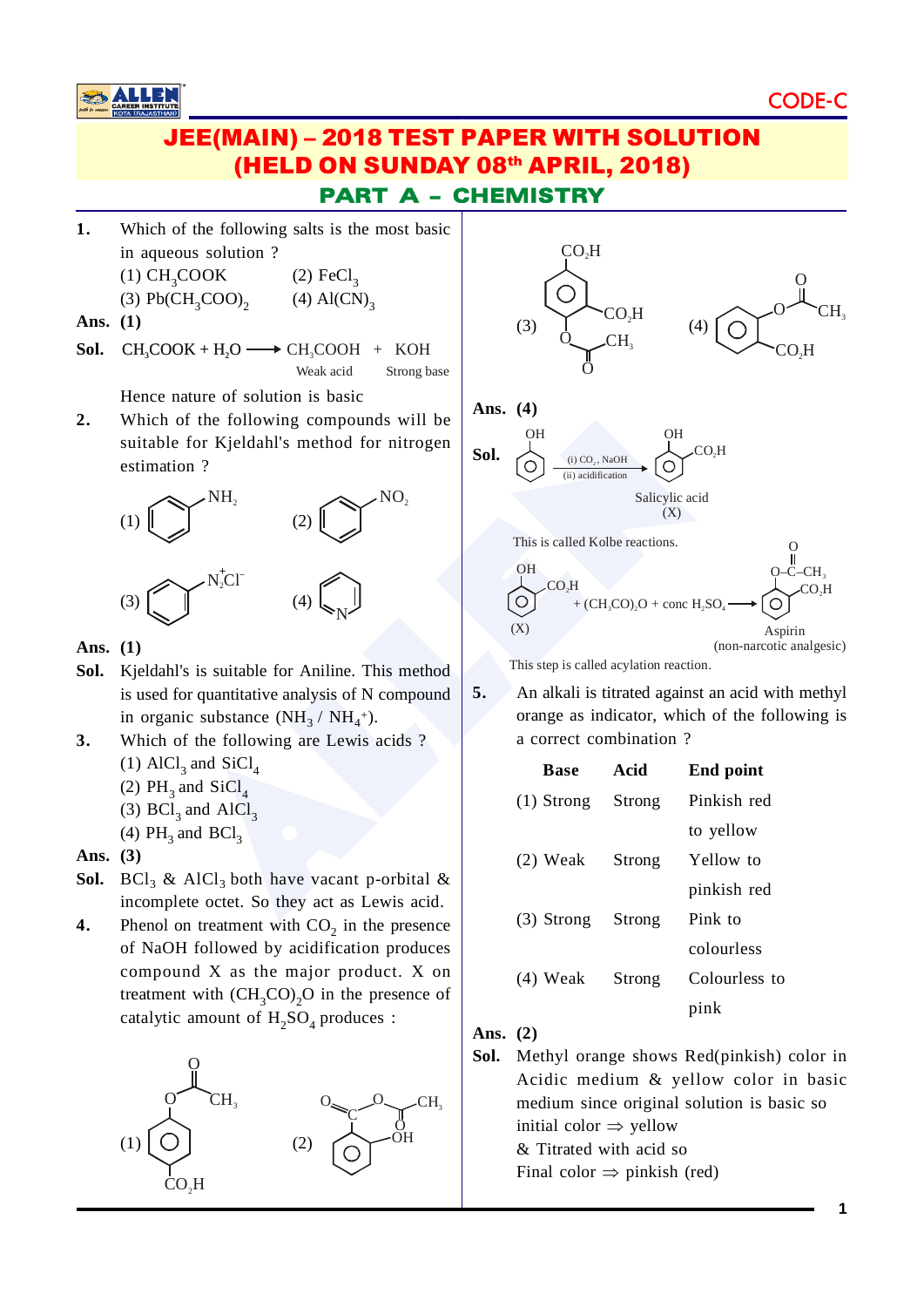# JEE(MAIN) – 2018 TEST PAPER WITH SOLUTION
## (HELD ON SUNDAY 08th APRIL, 2018)
## PART A – CHEMISTRY

CODE-C

**1.** Which of the following salts is the most basic in aqueous solution ?

(1) $CH_3COOK$ (2) $FeCl_3$

(3) $Pb(CH_3COO)_2$ (4) $Al(CN)_3$

**Ans. (1)**

**Sol.** $CH_3COOK + H_2O \longrightarrow CH_3COOH + KOH$

Weak acid Strong base

Hence nature of solution is basic

**2.** Which of the following compounds will be suitable for Kjeldahl's method for nitrogen estimation ?

(1) [benzene ring with $NH_2$] (2) [benzene ring with $NO_2$]

(3) [benzene ring with $\overset{+}{N_2}Cl^-$] (4) [pyridine ring with N]

**Ans. (1)**

**Sol.** Kjeldahl's is suitable for Aniline. This method is used for quantitative analysis of N compound in organic substance ($NH_3$ / $NH_4^+$).

**3.** Which of the following are Lewis acids ?

(1) $AlCl_3$ and $SiCl_4$

(2) $PH_3$ and $SiCl_4$

(3) $BCl_3$ and $AlCl_3$

(4) $PH_3$ and $BCl_3$

**Ans. (3)**

**Sol.** $BCl_3$ & $AlCl_3$ both have vacant p-orbital & incomplete octet. So they act as Lewis acid.

**4.** Phenol on treatment with $CO_2$ in the presence of NaOH followed by acidification produces compound X as the major product. X on treatment with $(CH_3CO)_2O$ in the presence of catalytic amount of $H_2SO_4$ produces :

(1) [benzene ring with $O-C(=O)-CH_3$ and $CO_2H$ para]

(2) [benzene ring with $C(=O)-O-C(=O)-CH_3$ and $OH$ ortho]

(3) [benzene ring with $CO_2H$, $CO_2H$ and $O-C(=O)-CH_3$]

(4) [benzene ring with $O-C(=O)-CH_3$ and $CO_2H$ ortho]

**Ans. (4)**

**Sol.** Phenol $\xrightarrow[\text{(ii) acidification}]{\text{(i) } CO_2,\ NaOH}$ Salicylic acid (X) [ortho-hydroxybenzoic acid: OH, $CO_2H$]

This is called Kolbe reactions.

(X) $+ (CH_3CO)_2O +$ conc $H_2SO_4 \longrightarrow$ Aspirin (non-narcotic analgesic) [benzene ring with $O-C(=O)-CH_3$ and $CO_2H$]

This step is called acylation reaction.

**5.** An alkali is titrated against an acid with methyl orange as indicator, which of the following is a correct combination ?

| | Base | Acid | End point |
|---|---|---|---|
| (1) | Strong | Strong | Pinkish red to yellow |
| (2) | Weak | Strong | Yellow to pinkish red |
| (3) | Strong | Strong | Pink to colourless |
| (4) | Weak | Strong | Colourless to pink |

**Ans. (2)**

**Sol.** Methyl orange shows Red(pinkish) color in Acidic medium & yellow color in basic medium since original solution is basic so

initial color $\Rightarrow$ yellow

& Titrated with acid so

Final color $\Rightarrow$ pinkish (red)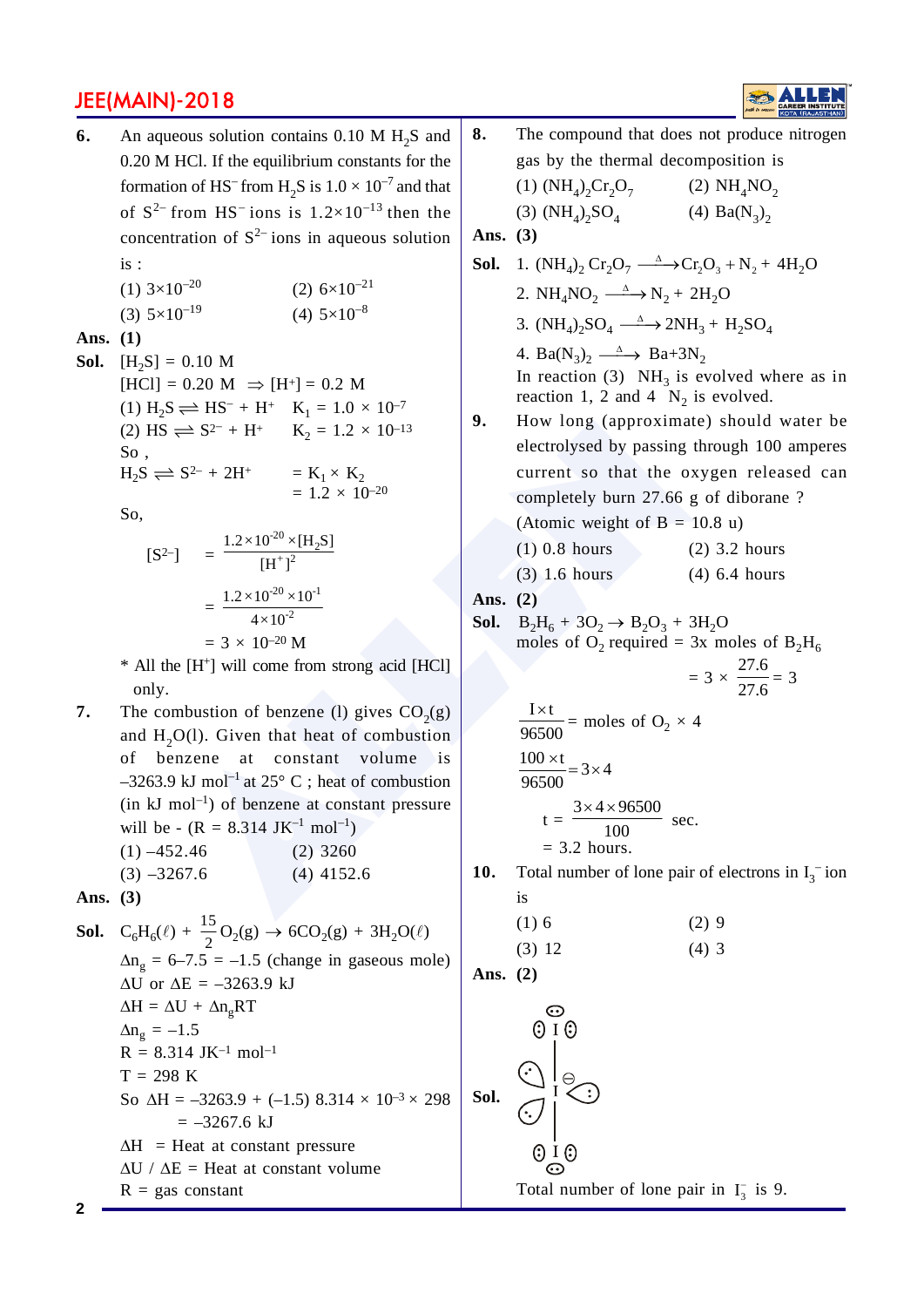**6.** An aqueous solution contains 0.10 M $H_2S$ and 0.20 M HCl. If the equilibrium constants for the formation of $HS^-$ from $H_2S$ is $1.0 \times 10^{-7}$ and that of $S^{2-}$ from $HS^-$ ions is $1.2\times10^{-13}$ then the concentration of $S^{2-}$ ions in aqueous solution is :

(1) $3\times10^{-20}$ (2) $6\times10^{-21}$

(3) $5\times10^{-19}$ (4) $5\times10^{-8}$

**Ans. (1)**

**Sol.** $[H_2S] = 0.10$ M

$[HCl] = 0.20$ M $\Rightarrow [H^+] = 0.2$ M

(1) $H_2S \rightleftharpoons HS^- + H^+$ $K_1 = 1.0 \times 10^{-7}$

(2) $HS \rightleftharpoons S^{2-} + H^+$ $K_2 = 1.2 \times 10^{-13}$

So ,

$H_2S \rightleftharpoons S^{2-} + 2H^+$ $= K_1 \times K_2$
$= 1.2 \times 10^{-20}$

So,

$$[S^{2-}] = \frac{1.2\times10^{-20}\times[H_2S]}{[H^+]^2}$$

$$= \frac{1.2\times10^{-20}\times10^{-1}}{4\times10^{-2}}$$

$= 3 \times 10^{-20}$ M

* All the $[H^+]$ will come from strong acid [HCl] only.

**7.** The combustion of benzene (l) gives $CO_2$(g) and $H_2O$(l). Given that heat of combustion of benzene at constant volume is $-3263.9$ kJ mol$^{-1}$ at 25° C ; heat of combustion (in kJ mol$^{-1}$) of benzene at constant pressure will be - (R = 8.314 JK$^{-1}$ mol$^{-1}$)

(1) $-452.46$ (2) 3260

(3) $-3267.6$ (4) 4152.6

**Ans. (3)**

**Sol.** $C_6H_6(\ell) + \frac{15}{2}O_2(g) \rightarrow 6CO_2(g) + 3H_2O(\ell)$

$\Delta n_g = 6-7.5 = -1.5$ (change in gaseous mole)

$\Delta U$ or $\Delta E = -3263.9$ kJ

$\Delta H = \Delta U + \Delta n_g RT$

$\Delta n_g = -1.5$

$R = 8.314$ JK$^{-1}$ mol$^{-1}$

$T = 298$ K

So $\Delta H = -3263.9 + (-1.5)\, 8.314 \times 10^{-3} \times 298$
$= -3267.6$ kJ

$\Delta H$ = Heat at constant pressure

$\Delta U$ / $\Delta E$ = Heat at constant volume

R = gas constant

**8.** The compound that does not produce nitrogen gas by the thermal decomposition is

(1) $(NH_4)_2Cr_2O_7$ (2) $NH_4NO_2$

(3) $(NH_4)_2SO_4$ (4) $Ba(N_3)_2$

**Ans. (3)**

**Sol.** 1. $(NH_4)_2Cr_2O_7 \xrightarrow{\Delta} Cr_2O_3 + N_2 + 4H_2O$

2. $NH_4NO_2 \xrightarrow{\Delta} N_2 + 2H_2O$

3. $(NH_4)_2SO_4 \xrightarrow{\Delta} 2NH_3 + H_2SO_4$

4. $Ba(N_3)_2 \xrightarrow{\Delta} Ba + 3N_2$

In reaction (3) $NH_3$ is evolved where as in reaction 1, 2 and 4 $N_2$ is evolved.

**9.** How long (approximate) should water be electrolysed by passing through 100 amperes current so that the oxygen released can completely burn 27.66 g of diborane ? (Atomic weight of B = 10.8 u)

(1) 0.8 hours (2) 3.2 hours

(3) 1.6 hours (4) 6.4 hours

**Ans. (2)**

**Sol.** $B_2H_6 + 3O_2 \rightarrow B_2O_3 + 3H_2O$

moles of $O_2$ required = 3x moles of $B_2H_6$

$$= 3 \times \frac{27.6}{27.6} = 3$$

$$\frac{I\times t}{96500} = \text{moles of } O_2 \times 4$$

$$\frac{100\times t}{96500} = 3\times4$$

$$t = \frac{3\times4\times96500}{100} \text{ sec.}$$

$= 3.2$ hours.

**10.** Total number of lone pair of electrons in $I_3^-$ ion is

(1) 6 (2) 9

(3) 12 (4) 3

**Ans. (2)**

**Sol.** (Structure of $I_3^-$ showing lone pairs)

Total number of lone pair in $I_3^-$ is 9.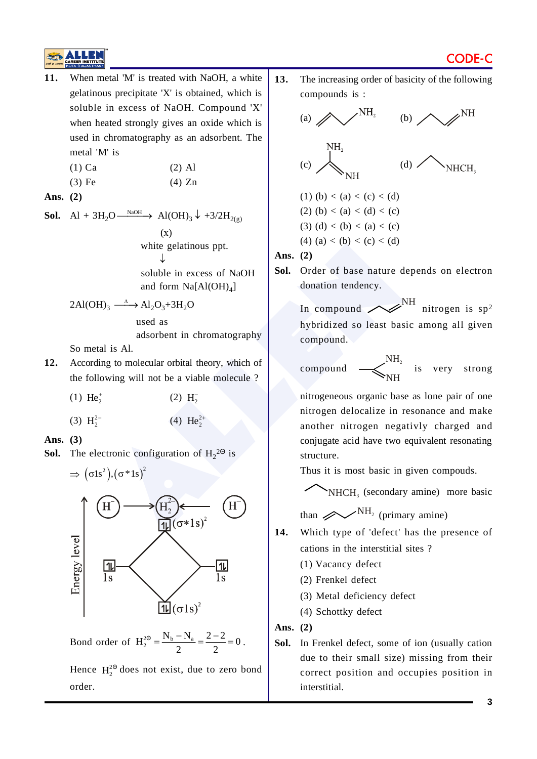**11.** When metal 'M' is treated with NaOH, a white gelatinous precipitate 'X' is obtained, which is soluble in excess of NaOH. Compound 'X' when heated strongly gives an oxide which is used in chromatography as an adsorbent. The metal 'M' is

(1) Ca (2) Al

(3) Fe (4) Zn

**Ans. (2)**

**Sol.** $Al + 3H_2O \xrightarrow{NaOH} Al(OH)_3 \downarrow + 3/2H_{2(g)}$

(x)

white gelatinous ppt.

↓

soluble in excess of NaOH and form $Na[Al(OH)_4]$

$2Al(OH)_3 \xrightarrow{\Delta} Al_2O_3 + 3H_2O$

used as adsorbent in chromatography

So metal is Al.

**12.** According to molecular orbital theory, which of the following will not be a viable molecule ?

(1) $He_2^+$ (2) $H_2^-$

(3) $H_2^{2-}$ (4) $He_2^{2+}$

**Ans. (3)**

**Sol.** The electronic configuration of $H_2^{2\ominus}$ is

$\Rightarrow (\sigma 1s^2), (\sigma^* 1s)^2$

[MO diagram: $H^-$ + $H^-$ → $H_2^{2-}$; energy levels 1s (↿⇂), 1s (↿⇂), $(\sigma 1s)^2$ (↿⇂), $(\sigma^* 1s)^2$ (↿⇂); axis: Energy level]

Bond order of $H_2^{2\ominus} = \frac{N_b - N_a}{2} = \frac{2-2}{2} = 0$.

Hence $H_2^{2\ominus}$ does not exist, due to zero bond order.

**13.** The increasing order of basicity of the following compounds is :

(a) $CH_2=CH-CH_2-NH_2$

(b) $CH_3-CH_2-CH=NH$

(c) $CH_3-C(NH_2)=NH$

(d) $CH_3-CH_2-NHCH_3$

(1) (b) < (a) < (c) < (d)

(2) (b) < (a) < (d) < (c)

(3) (d) < (b) < (a) < (c)

(4) (a) < (b) < (c) < (d)

**Ans. (2)**

**Sol.** Order of base nature depends on electron donation tendency.

In compound $CH_3-CH_2-CH=NH$ nitrogen is $sp^2$ hybridized so least basic among all given compound.

compound $CH_3-C(NH_2)=NH$ is very strong nitrogeneous organic base as lone pair of one nitrogen delocalize in resonance and make another nitrogen negativly charged and conjugate acid have two equivalent resonating structure.

Thus it is most basic in given compouds.

$CH_3-CH_2-NHCH_3$ (secondary amine) more basic than $CH_2=CH-CH_2-NH_2$ (primary amine)

**14.** Which type of 'defect' has the presence of cations in the interstitial sites ?

(1) Vacancy defect

(2) Frenkel defect

(3) Metal deficiency defect

(4) Schottky defect

**Ans. (2)**

**Sol.** In Frenkel defect, some of ion (usually cation due to their small size) missing from their correct position and occupies position in interstitial.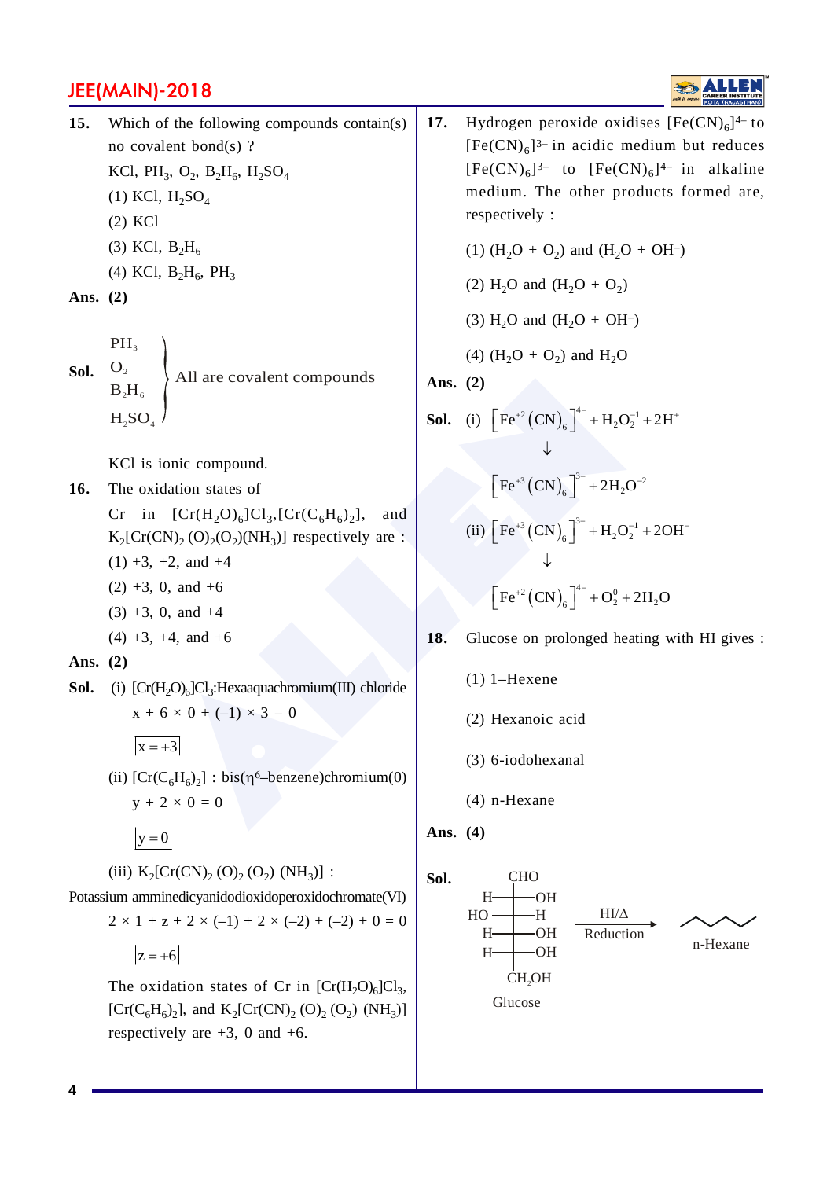**15.** Which of the following compounds contain(s) no covalent bond(s) ?

$KCl$, $PH_3$, $O_2$, $B_2H_6$, $H_2SO_4$

(1) $KCl$, $H_2SO_4$

(2) $KCl$

(3) $KCl$, $B_2H_6$

(4) $KCl$, $B_2H_6$, $PH_3$

**Ans. (2)**

**Sol.** $PH_3$, $O_2$, $B_2H_6$, $H_2SO_4$ — All are covalent compounds

KCl is ionic compound.

**16.** The oxidation states of Cr in $[Cr(H_2O)_6]Cl_3$, $[Cr(C_6H_6)_2]$, and $K_2[Cr(CN)_2(O)_2(O_2)(NH_3)]$ respectively are :

(1) +3, +2, and +4

(2) +3, 0, and +6

(3) +3, 0, and +4

(4) +3, +4, and +6

**Ans. (2)**

**Sol.** (i) $[Cr(H_2O)_6]Cl_3$: Hexaaquachromium(III) chloride

$x + 6 \times 0 + (-1) \times 3 = 0$

$\boxed{x = +3}$

(ii) $[Cr(C_6H_6)_2]$ : bis($\eta^6$–benzene)chromium(0)

$y + 2 \times 0 = 0$

$\boxed{y = 0}$

(iii) $K_2[Cr(CN)_2(O)_2(O_2)(NH_3)]$ :

Potassium amminedicyanidodioxidoperoxidochromate(VI)

$2 \times 1 + z + 2 \times (-1) + 2 \times (-2) + (-2) + 0 = 0$

$\boxed{z = +6}$

The oxidation states of Cr in $[Cr(H_2O)_6]Cl_3$, $[Cr(C_6H_6)_2]$, and $K_2[Cr(CN)_2(O)_2(O_2)(NH_3)]$ respectively are +3, 0 and +6.

**17.** Hydrogen peroxide oxidises $[Fe(CN)_6]^{4-}$ to $[Fe(CN)_6]^{3-}$ in acidic medium but reduces $[Fe(CN)_6]^{3-}$ to $[Fe(CN)_6]^{4-}$ in alkaline medium. The other products formed are, respectively :

(1) $(H_2O + O_2)$ and $(H_2O + OH^-)$

(2) $H_2O$ and $(H_2O + O_2)$

(3) $H_2O$ and $(H_2O + OH^-)$

(4) $(H_2O + O_2)$ and $H_2O$

**Ans. (2)**

**Sol.** (i) $\left[Fe^{+2}(CN)_6\right]^{4-} + H_2O_2^{-1} + 2H^+$

$$\downarrow$$

$\left[Fe^{+3}(CN)_6\right]^{3-} + 2H_2O^{-2}$

(ii) $\left[Fe^{+3}(CN)_6\right]^{3-} + H_2O_2^{-1} + 2OH^-$

$$\downarrow$$

$\left[Fe^{+2}(CN)_6\right]^{4-} + O_2^{0} + 2H_2O$

**18.** Glucose on prolonged heating with HI gives :

(1) 1–Hexene

(2) Hexanoic acid

(3) 6-iodohexanal

(4) n-Hexane

**Ans. (4)**

**Sol.** Glucose (CHO; H–C–OH; HO–C–H; H–C–OH; H–C–OH; $CH_2OH$) $\xrightarrow[\text{Reduction}]{HI/\Delta}$ n-Hexane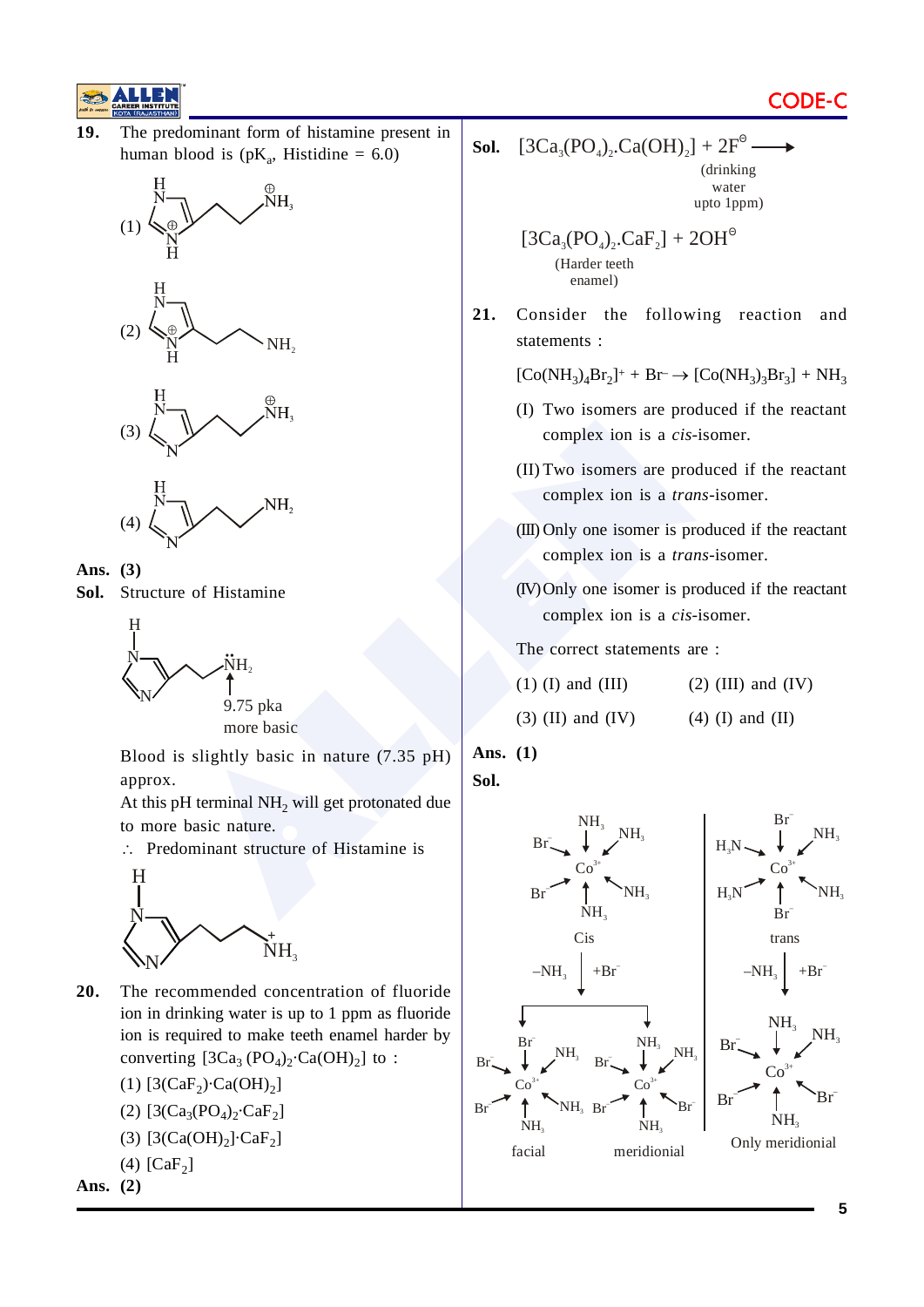**19.** The predominant form of histamine present in human blood is ($pK_a$, Histidine = 6.0)

(1) [Structure: imidazole ring with protonated ring N ($\oplus$NH) and side chain $\overset{\oplus}{N}H_3$]

(2) [Structure: imidazole ring with protonated ring N ($\oplus$NH) and side chain $NH_2$]

(3) [Structure: neutral imidazole ring with side chain $\overset{\oplus}{N}H_3$]

(4) [Structure: neutral imidazole ring with side chain $NH_2$]

**Ans. (3)**

**Sol.** Structure of Histamine

[Structure: histamine with terminal $\ddot{N}H_2$ — 9.75 pka, more basic]

Blood is slightly basic in nature (7.35 pH) approx.

At this pH terminal $NH_2$ will get protonated due to more basic nature.

∴ Predominant structure of Histamine is

[Structure: neutral imidazole ring with side chain $\overset{+}{N}H_3$]

**20.** The recommended concentration of fluoride ion in drinking water is up to 1 ppm as fluoride ion is required to make teeth enamel harder by converting $[3Ca_3(PO_4)_2 \cdot Ca(OH)_2]$ to :

(1) $[3(CaF_2) \cdot Ca(OH)_2]$

(2) $[3(Ca_3(PO_4)_2 \cdot CaF_2]$

(3) $[3(Ca(OH)_2] \cdot CaF_2]$

(4) $[CaF_2]$

**Ans. (2)**

**Sol.** $[3Ca_3(PO_4)_2.Ca(OH)_2] + 2F^{\ominus} \longrightarrow$ (drinking water upto 1ppm)

$[3Ca_3(PO_4)_2.CaF_2] + 2OH^{\ominus}$
(Harder teeth enamel)

**21.** Consider the following reaction and statements :

$[Co(NH_3)_4Br_2]^+ + Br^- \rightarrow [Co(NH_3)_3Br_3] + NH_3$

(I) Two isomers are produced if the reactant complex ion is a *cis*-isomer.

(II) Two isomers are produced if the reactant complex ion is a *trans*-isomer.

(III) Only one isomer is produced if the reactant complex ion is a *trans*-isomer.

(IV) Only one isomer is produced if the reactant complex ion is a *cis*-isomer.

The correct statements are :

(1) (I) and (III)  (2) (III) and (IV)

(3) (II) and (IV)  (4) (I) and (II)

**Ans. (1)**

**Sol.**

Cis $[Co(NH_3)_4Br_2]^+$ $\xrightarrow{-NH_3,\ +Br^-}$ facial $[Co(NH_3)_3Br_3]$ and meridionial $[Co(NH_3)_3Br_3]$

trans $[Co(NH_3)_4Br_2]^+$ $\xrightarrow{-NH_3,\ +Br^-}$ Only meridionial $[Co(NH_3)_3Br_3]$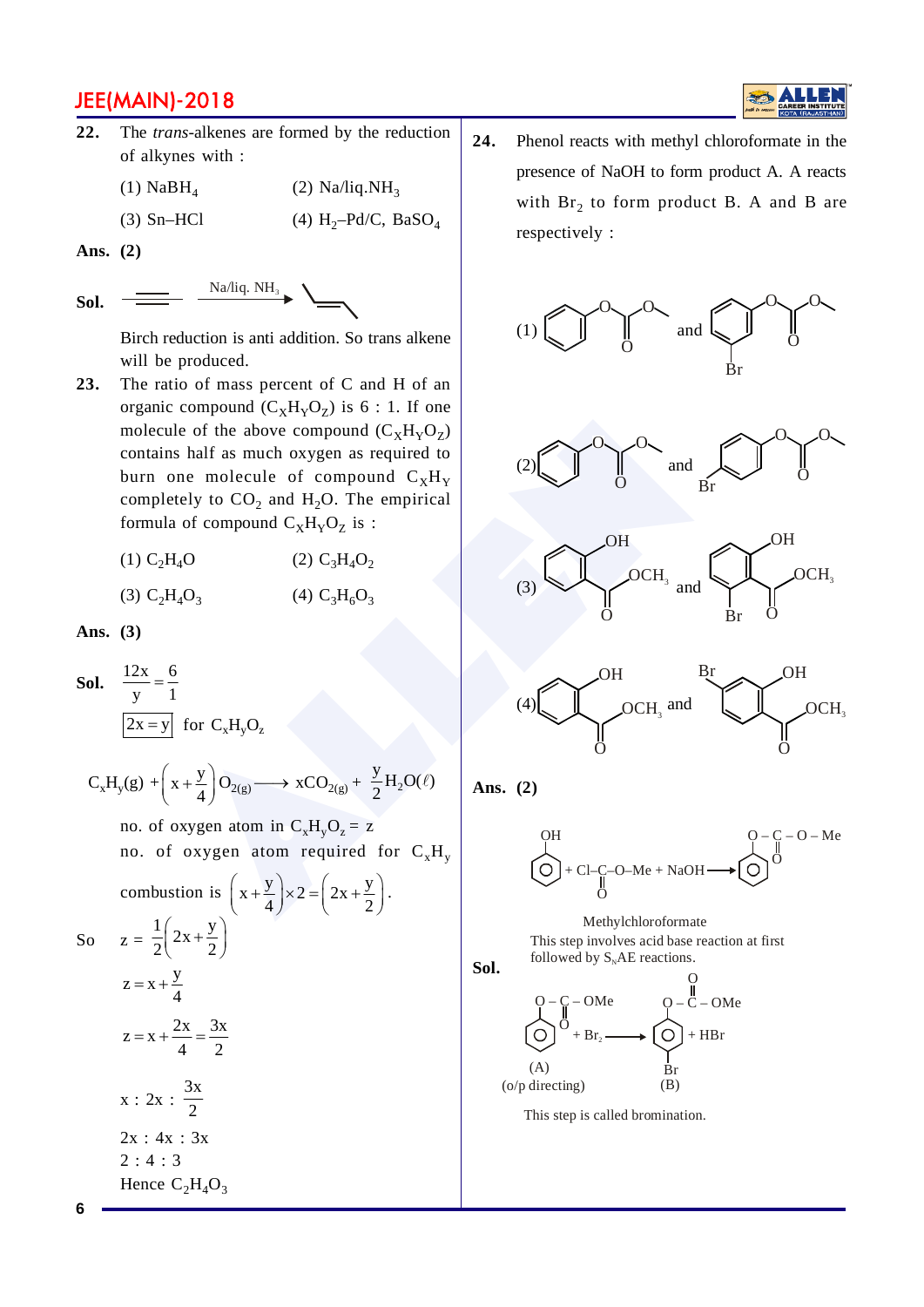**22.** The *trans*-alkenes are formed by the reduction of alkynes with :

(1) $NaBH_4$ (2) Na/liq.$NH_3$

(3) Sn–HCl (4) $H_2$–Pd/C, $BaSO_4$

**Ans. (2)**

**Sol.** Alkyne $\xrightarrow{\text{Na/liq. }NH_3}$ trans-alkene

Birch reduction is anti addition. So trans alkene will be produced.

**23.** The ratio of mass percent of C and H of an organic compound ($C_XH_YO_Z$) is 6 : 1. If one molecule of the above compound ($C_XH_YO_Z$) contains half as much oxygen as required to burn one molecule of compound $C_XH_Y$ completely to $CO_2$ and $H_2O$. The empirical formula of compound $C_XH_YO_Z$ is :

(1) $C_2H_4O$ (2) $C_3H_4O_2$

(3) $C_2H_4O_3$ (4) $C_3H_6O_3$

**Ans. (3)**

**Sol.** $\frac{12x}{y} = \frac{6}{1}$

$\boxed{2x = y}$ for $C_xH_yO_z$

$$C_xH_y(g) + \left(x + \frac{y}{4}\right)O_{2(g)} \longrightarrow xCO_{2(g)} + \frac{y}{2}H_2O(\ell)$$

no. of oxygen atom in $C_xH_yO_z$ = z

no. of oxygen atom required for $C_xH_y$ combustion is $\left(x + \frac{y}{4}\right) \times 2 = \left(2x + \frac{y}{2}\right)$.

So $z = \frac{1}{2}\left(2x + \frac{y}{2}\right)$

$z = x + \frac{y}{4}$

$z = x + \frac{2x}{4} = \frac{3x}{2}$

$x : 2x : \frac{3x}{2}$

2x : 4x : 3x

2 : 4 : 3

Hence $C_2H_4O_3$

**24.** Phenol reacts with methyl chloroformate in the presence of NaOH to form product A. A reacts with $Br_2$ to form product B. A and B are respectively :

(1) $C_6H_5$–O–C(=O)–O–$CH_3$ and $C_6H_4$(Br, meta)–O–C(=O)–O–$CH_3$

(2) $C_6H_5$–O–C(=O)–O–$CH_3$ and $C_6H_4$(Br, para)–O–C(=O)–O–$CH_3$

(3) 2-hydroxyphenyl–C(=O)–$OCH_3$ and 2-hydroxy-5-bromophenyl–C(=O)–$OCH_3$

(4) 2-hydroxyphenyl–C(=O)–$OCH_3$ and 3-bromo-2-hydroxyphenyl–C(=O)–$OCH_3$

**Ans. (2)**

**Sol.**

$$C_6H_5OH + Cl–C(=O)–O–Me + NaOH \longrightarrow C_6H_5–O–C(=O)–O–Me$$

Methylchloroformate

This step involves acid base reaction at first followed by $S_N$AE reactions.

$$\underset{\text{(o/p directing)}}{\underset{(A)}{C_6H_5–O–C(=O)–OMe}} + Br_2 \longrightarrow \underset{(B)}{p\text{-}Br–C_6H_4–O–C(=O)–OMe} + HBr$$

This step is called bromination.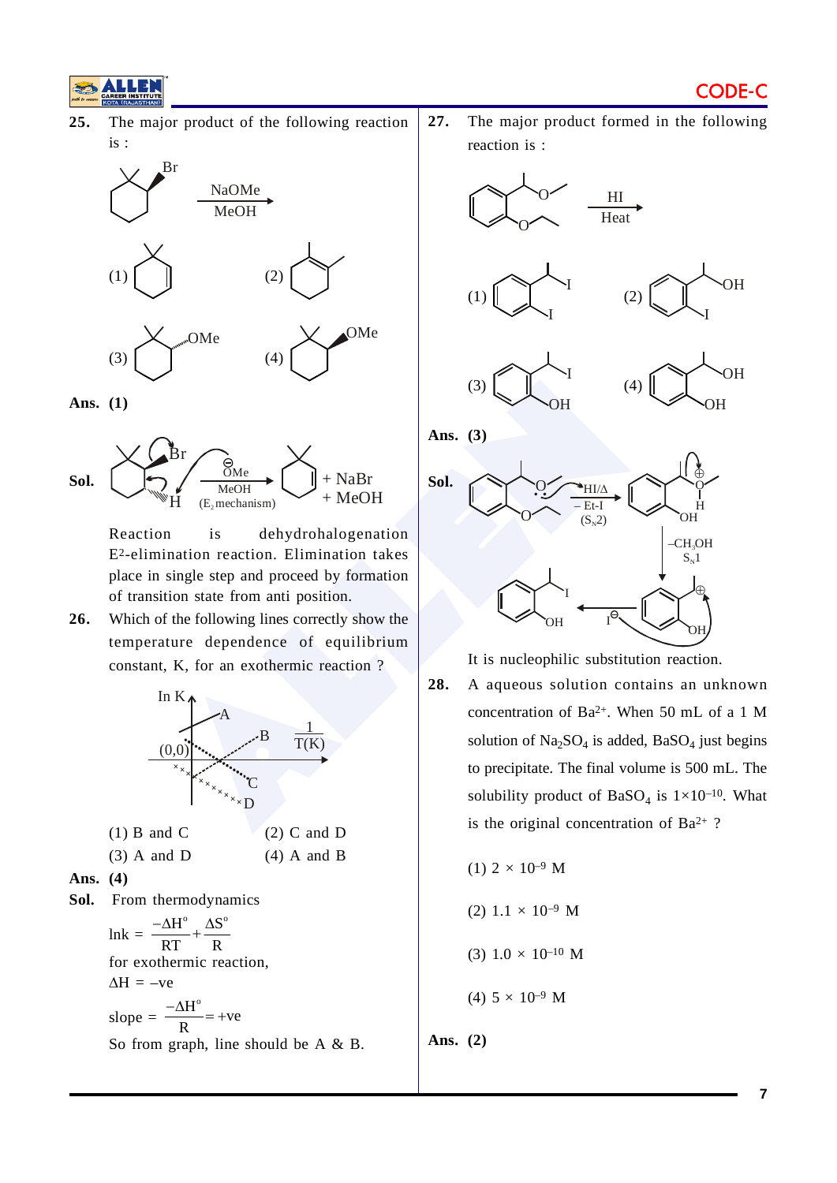**25.** The major product of the following reaction is :

NaOMe / MeOH

(1) (2)

(3) OMe (4) OMe

**Ans. (1)**

**Sol.** $\overset{\ominus}{O}Me$, MeOH ($E_2$ mechanism) → + NaBr + MeOH

Reaction is dehydrohalogenation $E^2$-elimination reaction. Elimination takes place in single step and proceed by formation of transition state from anti position.

**26.** Which of the following lines correctly show the temperature dependence of equilibrium constant, K, for an exothermic reaction ?

(ln K vs $\frac{1}{T(K)}$; lines A, B, C, D through (0,0))

(1) B and C (2) C and D

(3) A and D (4) A and B

**Ans. (4)**

**Sol.** From thermodynamics

$$\ln k = \frac{-\Delta H^\circ}{RT} + \frac{\Delta S^\circ}{R}$$

for exothermic reaction,

$\Delta H = -ve$

$$\text{slope} = \frac{-\Delta H^\circ}{R} = +ve$$

So from graph, line should be A & B.

**27.** The major product formed in the following reaction is :

HI / Heat

(1) (2) OH

(3) OH (4) OH, OH

**Ans. (3)**

**Sol.** HI/Δ, – Et-I ($S_N2$) → ; $-CH_3OH$, $S_N1$ → ; $I^{\ominus}$ →

It is nucleophilic substitution reaction.

**28.** A aqueous solution contains an unknown concentration of $Ba^{2+}$. When 50 mL of a 1 M solution of $Na_2SO_4$ is added, $BaSO_4$ just begins to precipitate. The final volume is 500 mL. The solubility product of $BaSO_4$ is $1\times10^{-10}$. What is the original concentration of $Ba^{2+}$ ?

(1) $2 \times 10^{-9}$ M

(2) $1.1 \times 10^{-9}$ M

(3) $1.0 \times 10^{-10}$ M

(4) $5 \times 10^{-9}$ M

**Ans. (2)**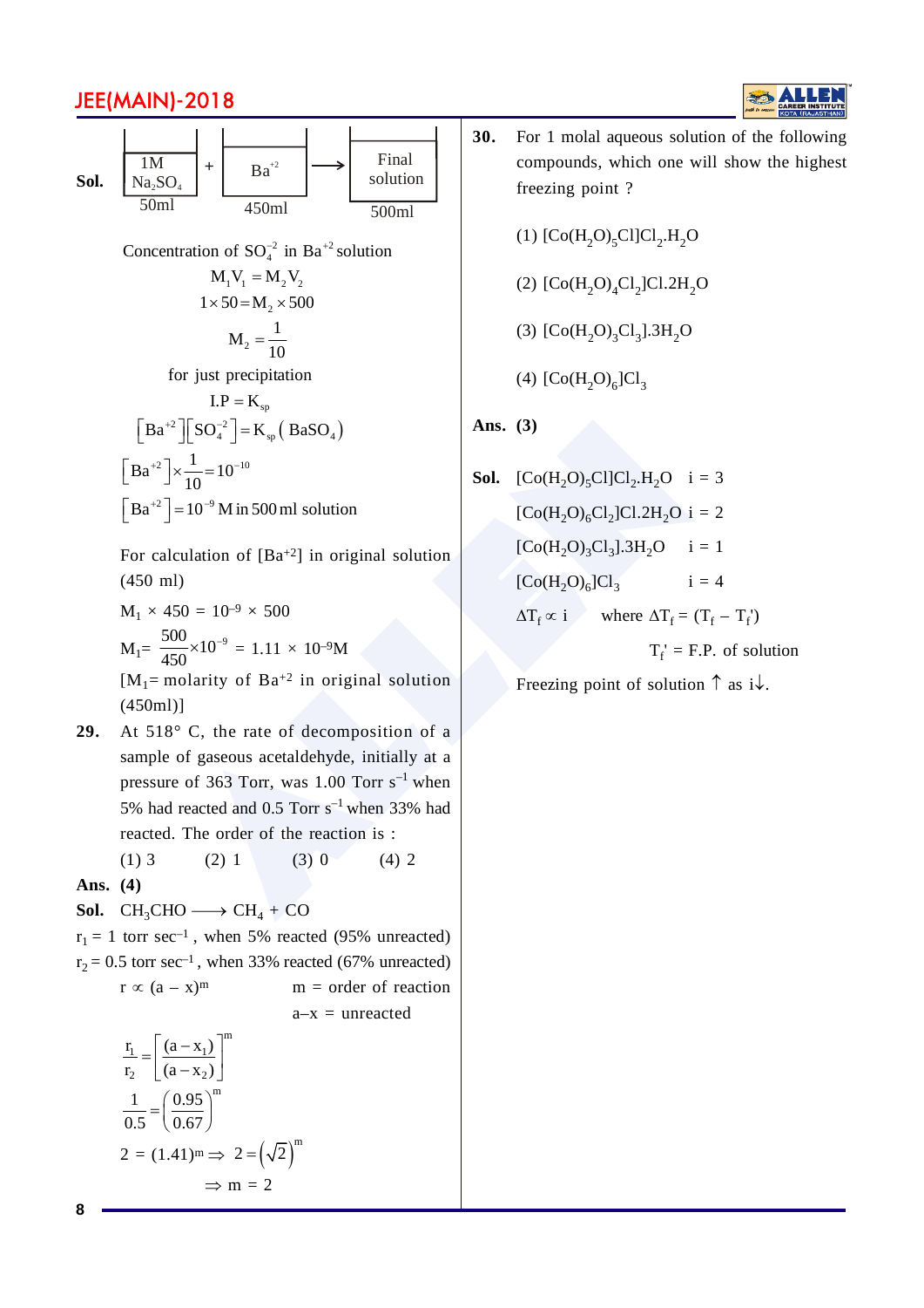**Sol.**

| 1M $Na_2SO_4$ 50ml | + | $Ba^{+2}$ 450ml | ⟶ | Final solution 500ml |
|---|---|---|---|---|

Concentration of $SO_4^{-2}$ in $Ba^{+2}$ solution

$$M_1V_1 = M_2V_2$$

$$1 \times 50 = M_2 \times 500$$

$$M_2 = \frac{1}{10}$$

for just precipitation

$$I.P = K_{sp}$$

$$\left[Ba^{+2}\right]\left[SO_4^{-2}\right] = K_{sp}\left(BaSO_4\right)$$

$$\left[Ba^{+2}\right] \times \frac{1}{10} = 10^{-10}$$

$$\left[Ba^{+2}\right] = 10^{-9} \text{ M in 500 ml solution}$$

For calculation of $[Ba^{+2}]$ in original solution (450 ml)

$M_1 \times 450 = 10^{-9} \times 500$

$M_1 = \frac{500}{450} \times 10^{-9} = 1.11 \times 10^{-9}$M

[$M_1$= molarity of $Ba^{+2}$ in original solution (450ml)]

**29.** At 518° C, the rate of decomposition of a sample of gaseous acetaldehyde, initially at a pressure of 363 Torr, was 1.00 Torr $s^{-1}$ when 5% had reacted and 0.5 Torr $s^{-1}$ when 33% had reacted. The order of the reaction is :

(1) 3 (2) 1 (3) 0 (4) 2

**Ans. (4)**

**Sol.** $CH_3CHO \longrightarrow CH_4 + CO$

$r_1$ = 1 torr $sec^{-1}$ , when 5% reacted (95% unreacted)

$r_2$ = 0.5 torr $sec^{-1}$ , when 33% reacted (67% unreacted)

$r \propto (a - x)^m$ m = order of reaction

a–x = unreacted

$$\frac{r_1}{r_2} = \left[\frac{(a-x_1)}{(a-x_2)}\right]^m$$

$$\frac{1}{0.5} = \left(\frac{0.95}{0.67}\right)^m$$

$$2 = (1.41)^m \Rightarrow 2 = \left(\sqrt{2}\right)^m$$

$$\Rightarrow m = 2$$

**30.** For 1 molal aqueous solution of the following compounds, which one will show the highest freezing point ?

(1) $[Co(H_2O)_5Cl]Cl_2.H_2O$

(2) $[Co(H_2O)_4Cl_2]Cl.2H_2O$

(3) $[Co(H_2O)_3Cl_3].3H_2O$

(4) $[Co(H_2O)_6]Cl_3$

**Ans. (3)**

**Sol.** $[Co(H_2O)_5Cl]Cl_2.H_2O$ i = 3

$[Co(H_2O)_6Cl_2]Cl.2H_2O$ i = 2

$[Co(H_2O)_3Cl_3].3H_2O$ i = 1

$[Co(H_2O)_6]Cl_3$ i = 4

$\Delta T_f \propto i$ where $\Delta T_f = (T_f - T_f')$

$T_f'$ = F.P. of solution

Freezing point of solution ↑ as i↓.